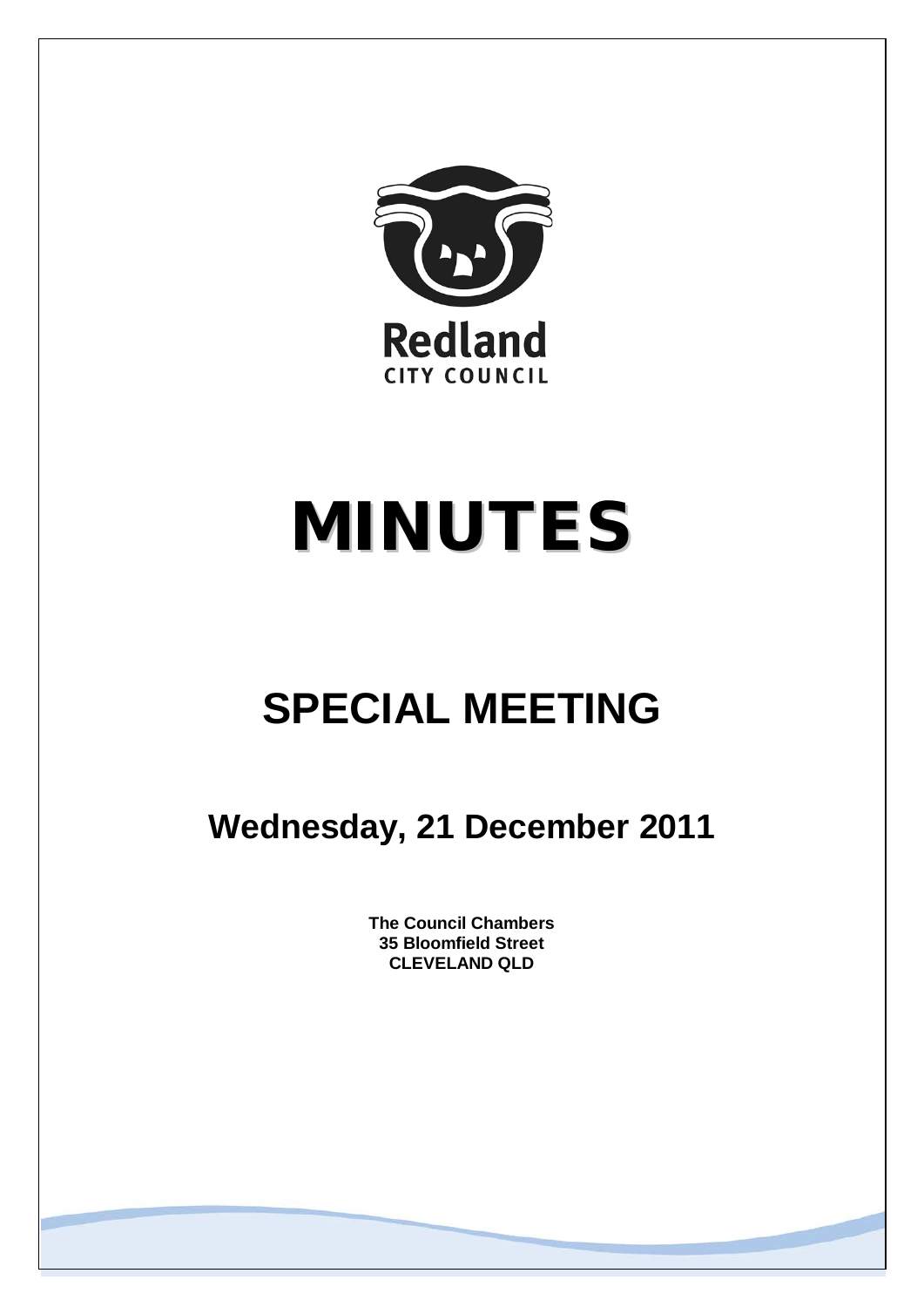Redland
CITY COUNCIL

# MINUTES

## SPECIAL MEETING

### Wednesday, 21 December 2011

**The Council Chambers**
**35 Bloomfield Street**
**CLEVELAND QLD**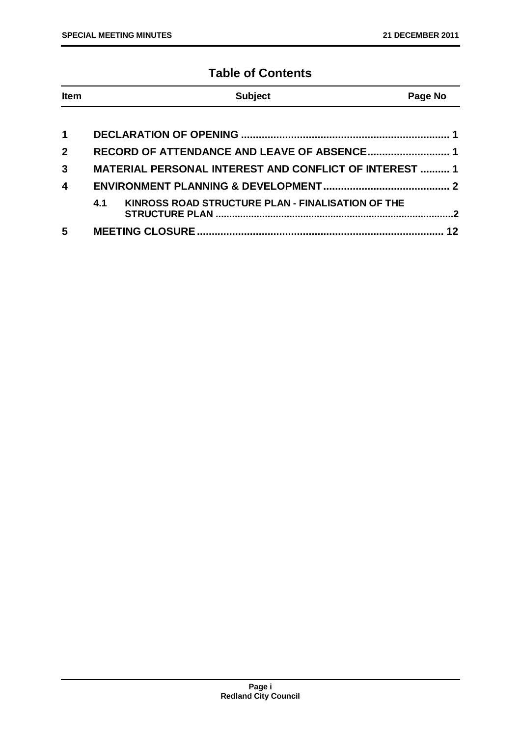# Table of Contents

| Item | Subject | Page No |
|---|---|---|
| 1 | DECLARATION OF OPENING | 1 |
| 2 | RECORD OF ATTENDANCE AND LEAVE OF ABSENCE | 1 |
| 3 | MATERIAL PERSONAL INTEREST AND CONFLICT OF INTEREST | 1 |
| 4 | ENVIRONMENT PLANNING & DEVELOPMENT | 2 |
| | 4.1 KINROSS ROAD STRUCTURE PLAN - FINALISATION OF THE STRUCTURE PLAN | 2 |
| 5 | MEETING CLOSURE | 12 |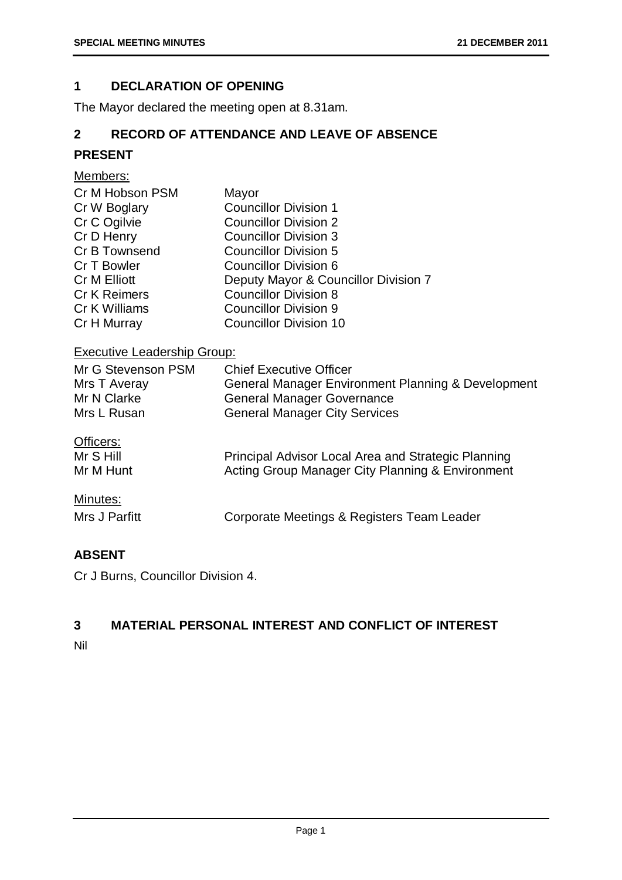## 1 DECLARATION OF OPENING

The Mayor declared the meeting open at 8.31am.

## 2 RECORD OF ATTENDANCE AND LEAVE OF ABSENCE

### PRESENT

Members:

| | |
|---|---|
| Cr M Hobson PSM | Mayor |
| Cr W Boglary | Councillor Division 1 |
| Cr C Ogilvie | Councillor Division 2 |
| Cr D Henry | Councillor Division 3 |
| Cr B Townsend | Councillor Division 5 |
| Cr T Bowler | Councillor Division 6 |
| Cr M Elliott | Deputy Mayor & Councillor Division 7 |
| Cr K Reimers | Councillor Division 8 |
| Cr K Williams | Councillor Division 9 |
| Cr H Murray | Councillor Division 10 |

Executive Leadership Group:

| | |
|---|---|
| Mr G Stevenson PSM | Chief Executive Officer |
| Mrs T Averay | General Manager Environment Planning & Development |
| Mr N Clarke | General Manager Governance |
| Mrs L Rusan | General Manager City Services |

Officers:

| | |
|---|---|
| Mr S Hill | Principal Advisor Local Area and Strategic Planning |
| Mr M Hunt | Acting Group Manager City Planning & Environment |

Minutes:

| | |
|---|---|
| Mrs J Parfitt | Corporate Meetings & Registers Team Leader |

### ABSENT

Cr J Burns, Councillor Division 4.

## 3 MATERIAL PERSONAL INTEREST AND CONFLICT OF INTEREST

Nil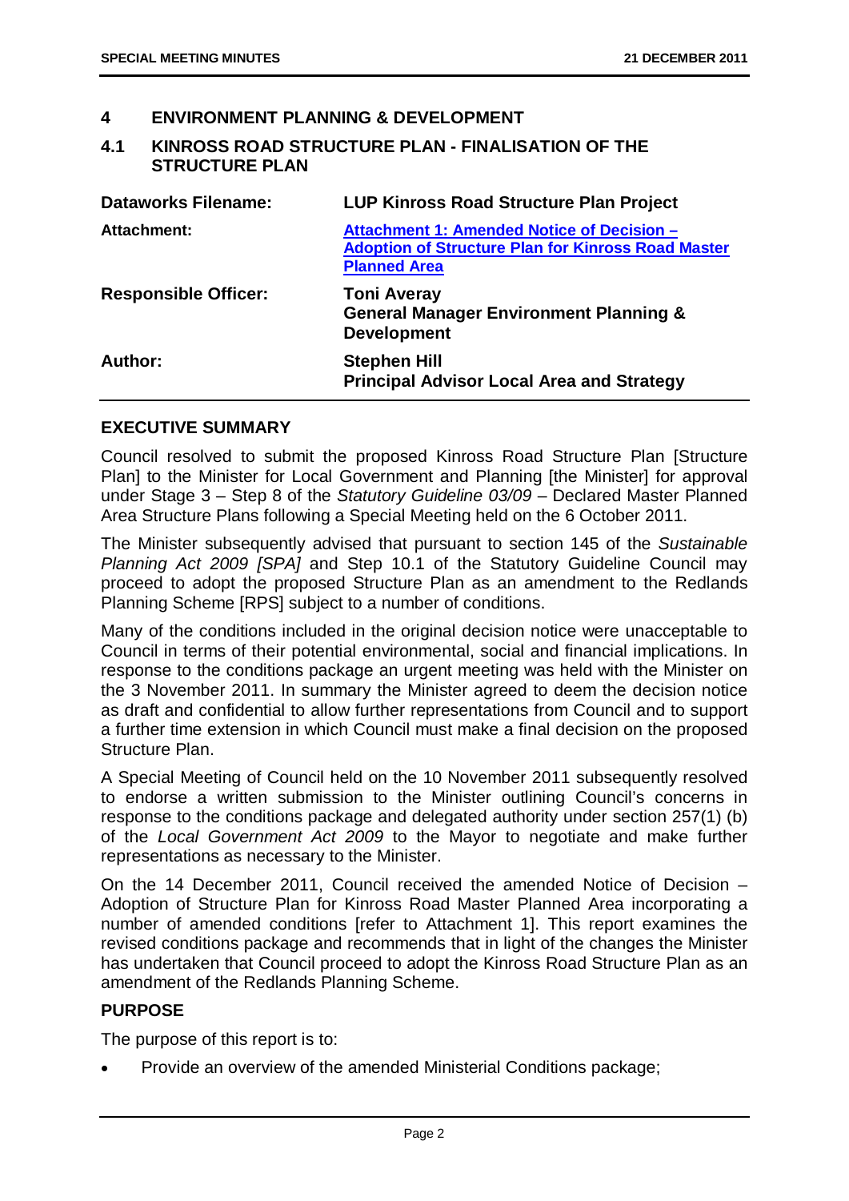## 4 ENVIRONMENT PLANNING & DEVELOPMENT

### 4.1 KINROSS ROAD STRUCTURE PLAN - FINALISATION OF THE STRUCTURE PLAN

| | |
|---|---|
| **Dataworks Filename:** | **LUP Kinross Road Structure Plan Project** |
| **Attachment:** | **Attachment 1: Amended Notice of Decision – Adoption of Structure Plan for Kinross Road Master Planned Area** |
| **Responsible Officer:** | **Toni Averay**<br>**General Manager Environment Planning & Development** |
| **Author:** | **Stephen Hill**<br>**Principal Advisor Local Area and Strategy** |

#### EXECUTIVE SUMMARY

Council resolved to submit the proposed Kinross Road Structure Plan [Structure Plan] to the Minister for Local Government and Planning [the Minister] for approval under Stage 3 – Step 8 of the *Statutory Guideline 03/09* – Declared Master Planned Area Structure Plans following a Special Meeting held on the 6 October 2011.

The Minister subsequently advised that pursuant to section 145 of the *Sustainable Planning Act 2009 [SPA]* and Step 10.1 of the Statutory Guideline Council may proceed to adopt the proposed Structure Plan as an amendment to the Redlands Planning Scheme [RPS] subject to a number of conditions.

Many of the conditions included in the original decision notice were unacceptable to Council in terms of their potential environmental, social and financial implications. In response to the conditions package an urgent meeting was held with the Minister on the 3 November 2011. In summary the Minister agreed to deem the decision notice as draft and confidential to allow further representations from Council and to support a further time extension in which Council must make a final decision on the proposed Structure Plan.

A Special Meeting of Council held on the 10 November 2011 subsequently resolved to endorse a written submission to the Minister outlining Council's concerns in response to the conditions package and delegated authority under section 257(1) (b) of the *Local Government Act 2009* to the Mayor to negotiate and make further representations as necessary to the Minister.

On the 14 December 2011, Council received the amended Notice of Decision – Adoption of Structure Plan for Kinross Road Master Planned Area incorporating a number of amended conditions [refer to Attachment 1]. This report examines the revised conditions package and recommends that in light of the changes the Minister has undertaken that Council proceed to adopt the Kinross Road Structure Plan as an amendment of the Redlands Planning Scheme.

#### PURPOSE

The purpose of this report is to:

- Provide an overview of the amended Ministerial Conditions package;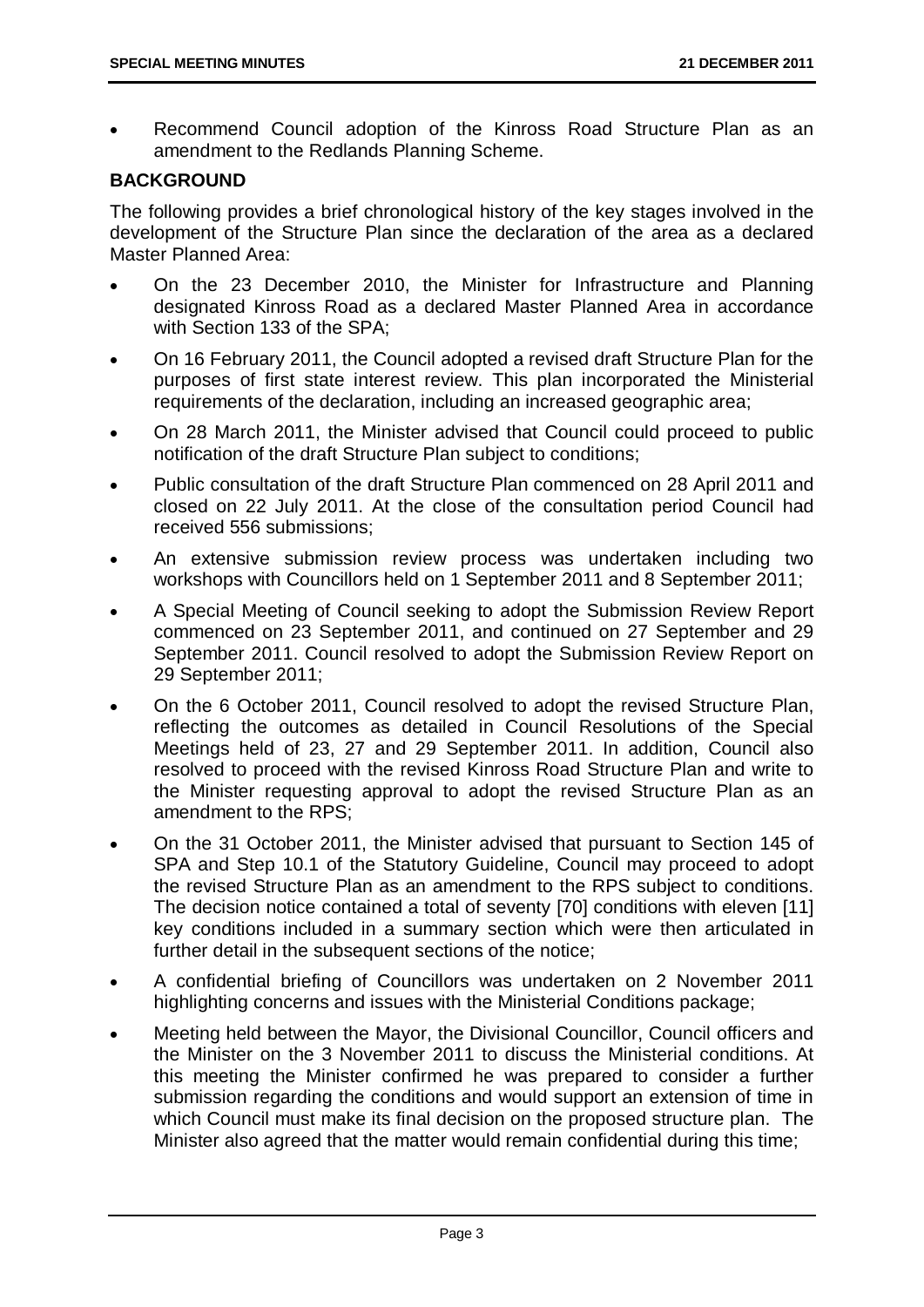- Recommend Council adoption of the Kinross Road Structure Plan as an amendment to the Redlands Planning Scheme.

**BACKGROUND**

The following provides a brief chronological history of the key stages involved in the development of the Structure Plan since the declaration of the area as a declared Master Planned Area:

- On the 23 December 2010, the Minister for Infrastructure and Planning designated Kinross Road as a declared Master Planned Area in accordance with Section 133 of the SPA;
- On 16 February 2011, the Council adopted a revised draft Structure Plan for the purposes of first state interest review. This plan incorporated the Ministerial requirements of the declaration, including an increased geographic area;
- On 28 March 2011, the Minister advised that Council could proceed to public notification of the draft Structure Plan subject to conditions;
- Public consultation of the draft Structure Plan commenced on 28 April 2011 and closed on 22 July 2011. At the close of the consultation period Council had received 556 submissions;
- An extensive submission review process was undertaken including two workshops with Councillors held on 1 September 2011 and 8 September 2011;
- A Special Meeting of Council seeking to adopt the Submission Review Report commenced on 23 September 2011, and continued on 27 September and 29 September 2011. Council resolved to adopt the Submission Review Report on 29 September 2011;
- On the 6 October 2011, Council resolved to adopt the revised Structure Plan, reflecting the outcomes as detailed in Council Resolutions of the Special Meetings held of 23, 27 and 29 September 2011. In addition, Council also resolved to proceed with the revised Kinross Road Structure Plan and write to the Minister requesting approval to adopt the revised Structure Plan as an amendment to the RPS;
- On the 31 October 2011, the Minister advised that pursuant to Section 145 of SPA and Step 10.1 of the Statutory Guideline, Council may proceed to adopt the revised Structure Plan as an amendment to the RPS subject to conditions. The decision notice contained a total of seventy [70] conditions with eleven [11] key conditions included in a summary section which were then articulated in further detail in the subsequent sections of the notice;
- A confidential briefing of Councillors was undertaken on 2 November 2011 highlighting concerns and issues with the Ministerial Conditions package;
- Meeting held between the Mayor, the Divisional Councillor, Council officers and the Minister on the 3 November 2011 to discuss the Ministerial conditions. At this meeting the Minister confirmed he was prepared to consider a further submission regarding the conditions and would support an extension of time in which Council must make its final decision on the proposed structure plan. The Minister also agreed that the matter would remain confidential during this time;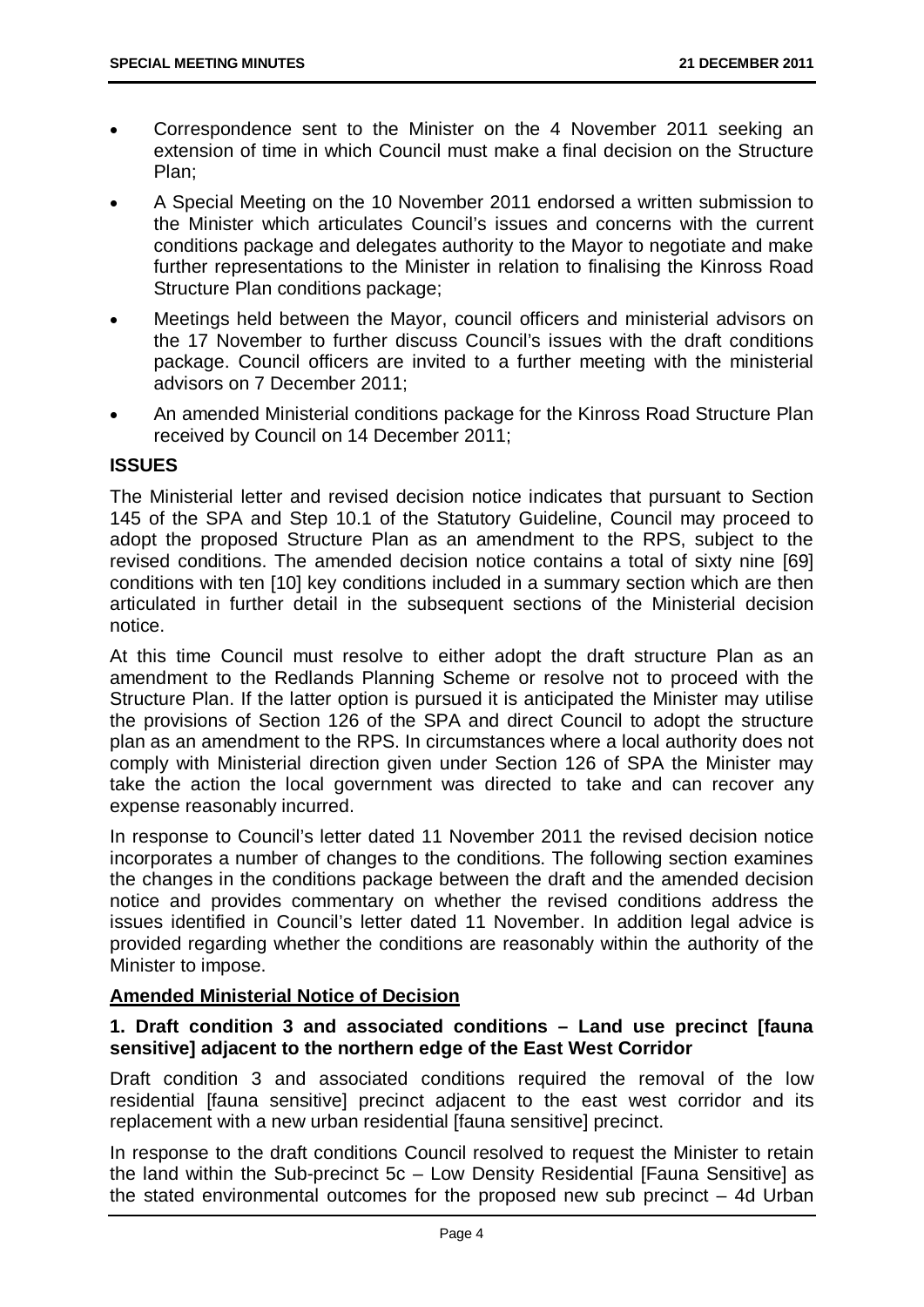- Correspondence sent to the Minister on the 4 November 2011 seeking an extension of time in which Council must make a final decision on the Structure Plan;
- A Special Meeting on the 10 November 2011 endorsed a written submission to the Minister which articulates Council's issues and concerns with the current conditions package and delegates authority to the Mayor to negotiate and make further representations to the Minister in relation to finalising the Kinross Road Structure Plan conditions package;
- Meetings held between the Mayor, council officers and ministerial advisors on the 17 November to further discuss Council's issues with the draft conditions package. Council officers are invited to a further meeting with the ministerial advisors on 7 December 2011;
- An amended Ministerial conditions package for the Kinross Road Structure Plan received by Council on 14 December 2011;

**ISSUES**

The Ministerial letter and revised decision notice indicates that pursuant to Section 145 of the SPA and Step 10.1 of the Statutory Guideline, Council may proceed to adopt the proposed Structure Plan as an amendment to the RPS, subject to the revised conditions. The amended decision notice contains a total of sixty nine [69] conditions with ten [10] key conditions included in a summary section which are then articulated in further detail in the subsequent sections of the Ministerial decision notice.

At this time Council must resolve to either adopt the draft structure Plan as an amendment to the Redlands Planning Scheme or resolve not to proceed with the Structure Plan. If the latter option is pursued it is anticipated the Minister may utilise the provisions of Section 126 of the SPA and direct Council to adopt the structure plan as an amendment to the RPS. In circumstances where a local authority does not comply with Ministerial direction given under Section 126 of SPA the Minister may take the action the local government was directed to take and can recover any expense reasonably incurred.

In response to Council's letter dated 11 November 2011 the revised decision notice incorporates a number of changes to the conditions. The following section examines the changes in the conditions package between the draft and the amended decision notice and provides commentary on whether the revised conditions address the issues identified in Council's letter dated 11 November. In addition legal advice is provided regarding whether the conditions are reasonably within the authority of the Minister to impose.

**Amended Ministerial Notice of Decision**

**1. Draft condition 3 and associated conditions – Land use precinct [fauna sensitive] adjacent to the northern edge of the East West Corridor**

Draft condition 3 and associated conditions required the removal of the low residential [fauna sensitive] precinct adjacent to the east west corridor and its replacement with a new urban residential [fauna sensitive] precinct.

In response to the draft conditions Council resolved to request the Minister to retain the land within the Sub-precinct 5c – Low Density Residential [Fauna Sensitive] as the stated environmental outcomes for the proposed new sub precinct – 4d Urban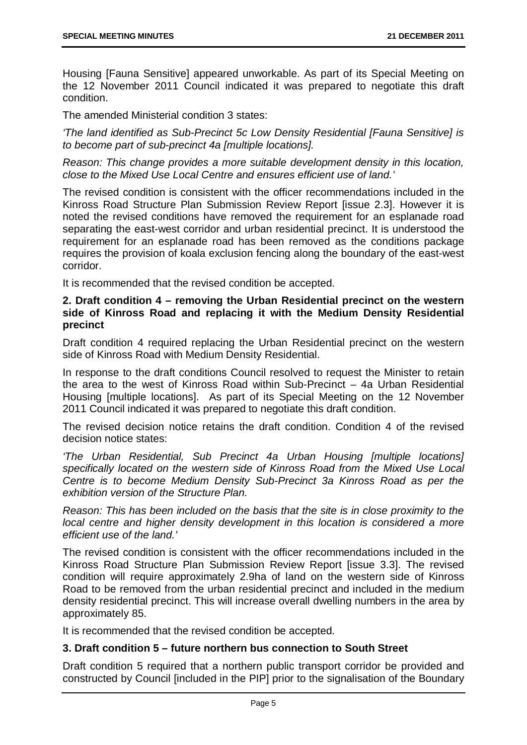Housing [Fauna Sensitive] appeared unworkable. As part of its Special Meeting on the 12 November 2011 Council indicated it was prepared to negotiate this draft condition.

The amended Ministerial condition 3 states:

*'The land identified as Sub-Precinct 5c Low Density Residential [Fauna Sensitive] is to become part of sub-precinct 4a [multiple locations].*

*Reason: This change provides a more suitable development density in this location, close to the Mixed Use Local Centre and ensures efficient use of land.'*

The revised condition is consistent with the officer recommendations included in the Kinross Road Structure Plan Submission Review Report [issue 2.3]. However it is noted the revised conditions have removed the requirement for an esplanade road separating the east-west corridor and urban residential precinct. It is understood the requirement for an esplanade road has been removed as the conditions package requires the provision of koala exclusion fencing along the boundary of the east-west corridor.

It is recommended that the revised condition be accepted.

**2. Draft condition 4 – removing the Urban Residential precinct on the western side of Kinross Road and replacing it with the Medium Density Residential precinct**

Draft condition 4 required replacing the Urban Residential precinct on the western side of Kinross Road with Medium Density Residential.

In response to the draft conditions Council resolved to request the Minister to retain the area to the west of Kinross Road within Sub-Precinct – 4a Urban Residential Housing [multiple locations]. As part of its Special Meeting on the 12 November 2011 Council indicated it was prepared to negotiate this draft condition.

The revised decision notice retains the draft condition. Condition 4 of the revised decision notice states:

*'The Urban Residential, Sub Precinct 4a Urban Housing [multiple locations] specifically located on the western side of Kinross Road from the Mixed Use Local Centre is to become Medium Density Sub-Precinct 3a Kinross Road as per the exhibition version of the Structure Plan.*

*Reason: This has been included on the basis that the site is in close proximity to the local centre and higher density development in this location is considered a more efficient use of the land.'*

The revised condition is consistent with the officer recommendations included in the Kinross Road Structure Plan Submission Review Report [issue 3.3]. The revised condition will require approximately 2.9ha of land on the western side of Kinross Road to be removed from the urban residential precinct and included in the medium density residential precinct. This will increase overall dwelling numbers in the area by approximately 85.

It is recommended that the revised condition be accepted.

**3. Draft condition 5 – future northern bus connection to South Street**

Draft condition 5 required that a northern public transport corridor be provided and constructed by Council [included in the PIP] prior to the signalisation of the Boundary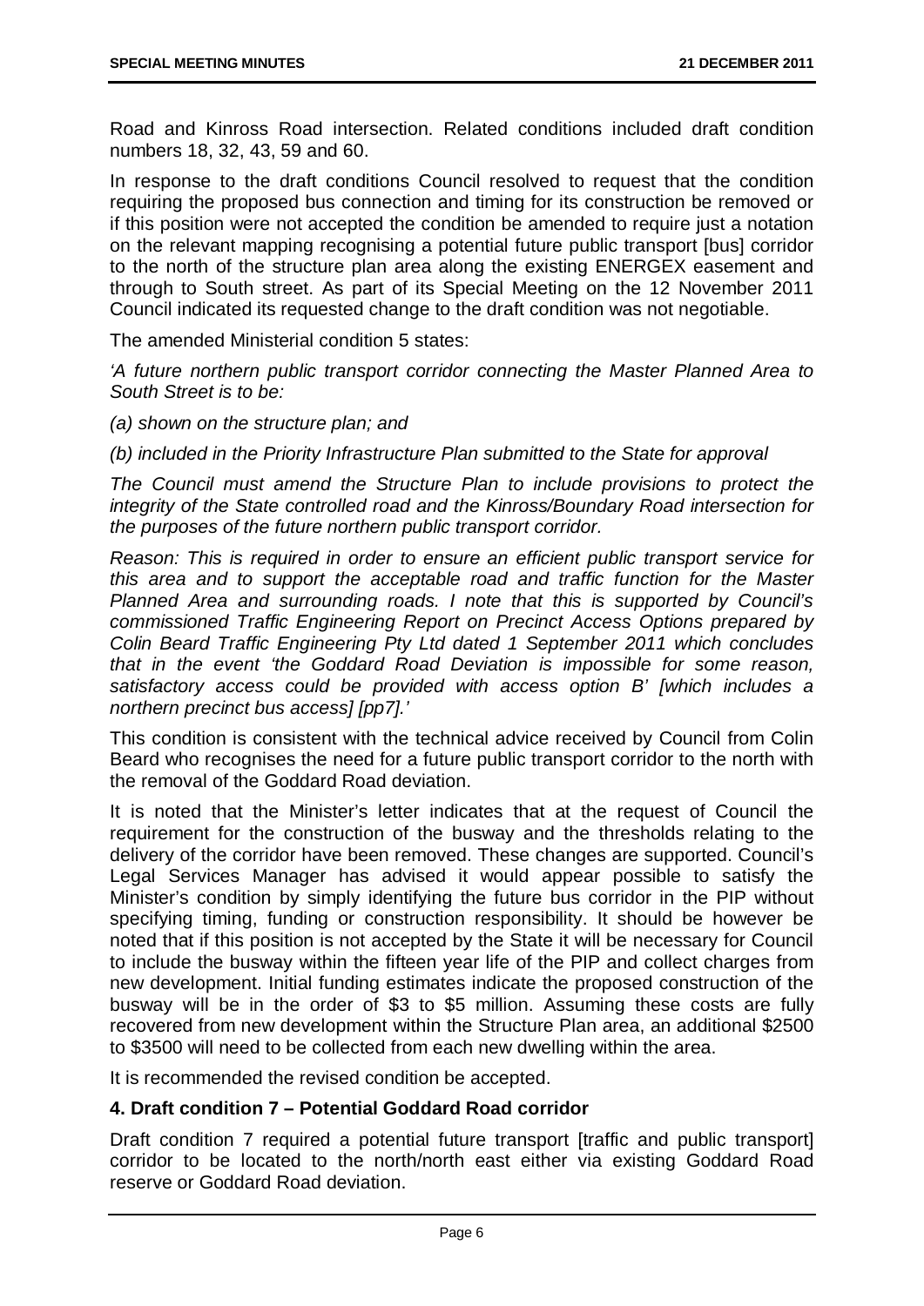Road and Kinross Road intersection. Related conditions included draft condition numbers 18, 32, 43, 59 and 60.

In response to the draft conditions Council resolved to request that the condition requiring the proposed bus connection and timing for its construction be removed or if this position were not accepted the condition be amended to require just a notation on the relevant mapping recognising a potential future public transport [bus] corridor to the north of the structure plan area along the existing ENERGEX easement and through to South street. As part of its Special Meeting on the 12 November 2011 Council indicated its requested change to the draft condition was not negotiable.

The amended Ministerial condition 5 states:

*'A future northern public transport corridor connecting the Master Planned Area to South Street is to be:*

*(a) shown on the structure plan; and*

*(b) included in the Priority Infrastructure Plan submitted to the State for approval*

*The Council must amend the Structure Plan to include provisions to protect the integrity of the State controlled road and the Kinross/Boundary Road intersection for the purposes of the future northern public transport corridor.*

*Reason: This is required in order to ensure an efficient public transport service for this area and to support the acceptable road and traffic function for the Master Planned Area and surrounding roads. I note that this is supported by Council's commissioned Traffic Engineering Report on Precinct Access Options prepared by Colin Beard Traffic Engineering Pty Ltd dated 1 September 2011 which concludes that in the event 'the Goddard Road Deviation is impossible for some reason, satisfactory access could be provided with access option B' [which includes a northern precinct bus access] [pp7].'*

This condition is consistent with the technical advice received by Council from Colin Beard who recognises the need for a future public transport corridor to the north with the removal of the Goddard Road deviation.

It is noted that the Minister's letter indicates that at the request of Council the requirement for the construction of the busway and the thresholds relating to the delivery of the corridor have been removed. These changes are supported. Council's Legal Services Manager has advised it would appear possible to satisfy the Minister's condition by simply identifying the future bus corridor in the PIP without specifying timing, funding or construction responsibility. It should be however be noted that if this position is not accepted by the State it will be necessary for Council to include the busway within the fifteen year life of the PIP and collect charges from new development. Initial funding estimates indicate the proposed construction of the busway will be in the order of $3 to $5 million. Assuming these costs are fully recovered from new development within the Structure Plan area, an additional $2500 to $3500 will need to be collected from each new dwelling within the area.

It is recommended the revised condition be accepted.

**4. Draft condition 7 – Potential Goddard Road corridor**

Draft condition 7 required a potential future transport [traffic and public transport] corridor to be located to the north/north east either via existing Goddard Road reserve or Goddard Road deviation.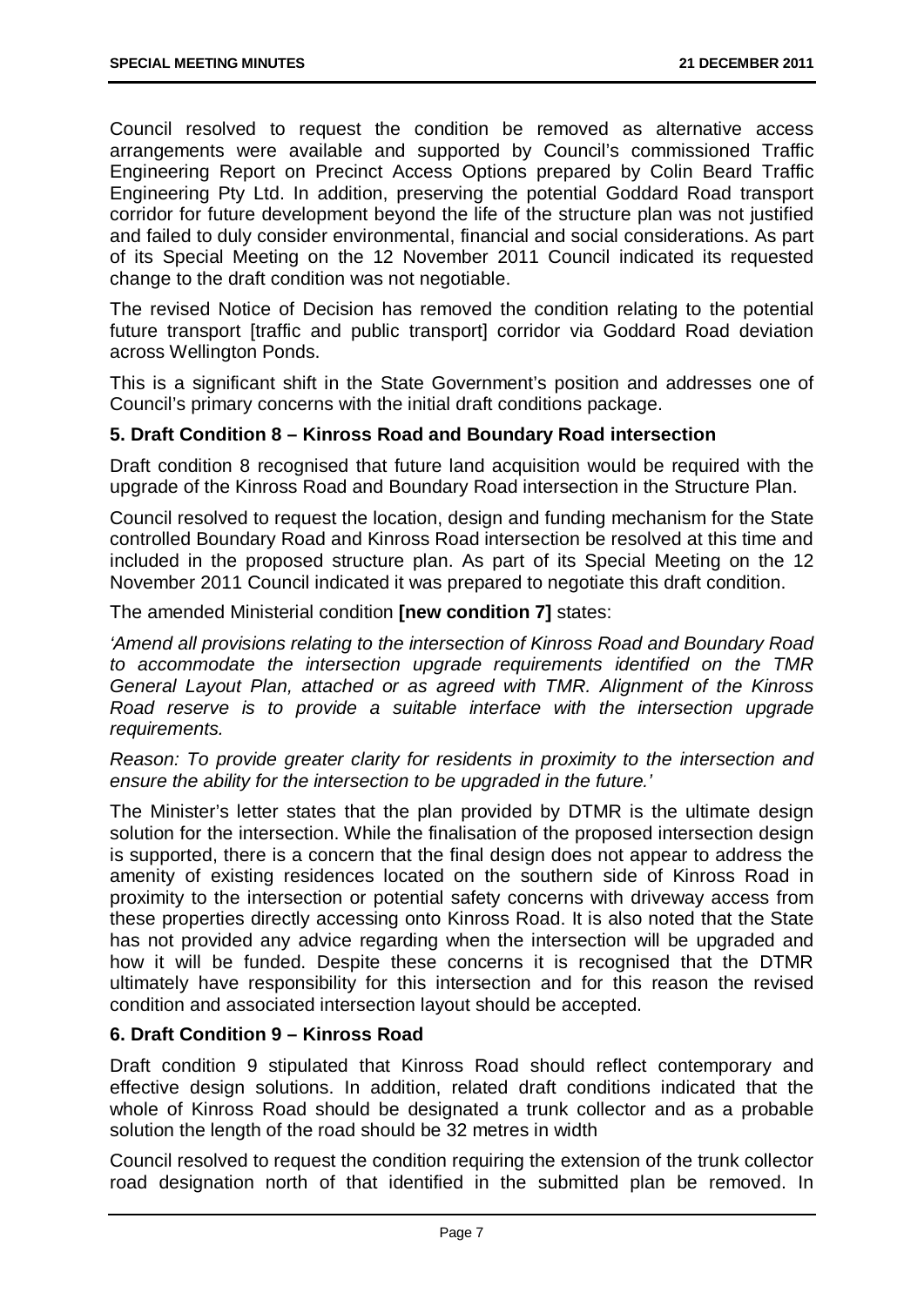Council resolved to request the condition be removed as alternative access arrangements were available and supported by Council's commissioned Traffic Engineering Report on Precinct Access Options prepared by Colin Beard Traffic Engineering Pty Ltd. In addition, preserving the potential Goddard Road transport corridor for future development beyond the life of the structure plan was not justified and failed to duly consider environmental, financial and social considerations. As part of its Special Meeting on the 12 November 2011 Council indicated its requested change to the draft condition was not negotiable.

The revised Notice of Decision has removed the condition relating to the potential future transport [traffic and public transport] corridor via Goddard Road deviation across Wellington Ponds.

This is a significant shift in the State Government's position and addresses one of Council's primary concerns with the initial draft conditions package.

**5. Draft Condition 8 – Kinross Road and Boundary Road intersection**

Draft condition 8 recognised that future land acquisition would be required with the upgrade of the Kinross Road and Boundary Road intersection in the Structure Plan.

Council resolved to request the location, design and funding mechanism for the State controlled Boundary Road and Kinross Road intersection be resolved at this time and included in the proposed structure plan. As part of its Special Meeting on the 12 November 2011 Council indicated it was prepared to negotiate this draft condition.

The amended Ministerial condition **[new condition 7]** states:

*'Amend all provisions relating to the intersection of Kinross Road and Boundary Road to accommodate the intersection upgrade requirements identified on the TMR General Layout Plan, attached or as agreed with TMR. Alignment of the Kinross Road reserve is to provide a suitable interface with the intersection upgrade requirements.*

*Reason: To provide greater clarity for residents in proximity to the intersection and ensure the ability for the intersection to be upgraded in the future.'*

The Minister's letter states that the plan provided by DTMR is the ultimate design solution for the intersection. While the finalisation of the proposed intersection design is supported, there is a concern that the final design does not appear to address the amenity of existing residences located on the southern side of Kinross Road in proximity to the intersection or potential safety concerns with driveway access from these properties directly accessing onto Kinross Road. It is also noted that the State has not provided any advice regarding when the intersection will be upgraded and how it will be funded. Despite these concerns it is recognised that the DTMR ultimately have responsibility for this intersection and for this reason the revised condition and associated intersection layout should be accepted.

**6. Draft Condition 9 – Kinross Road**

Draft condition 9 stipulated that Kinross Road should reflect contemporary and effective design solutions. In addition, related draft conditions indicated that the whole of Kinross Road should be designated a trunk collector and as a probable solution the length of the road should be 32 metres in width

Council resolved to request the condition requiring the extension of the trunk collector road designation north of that identified in the submitted plan be removed. In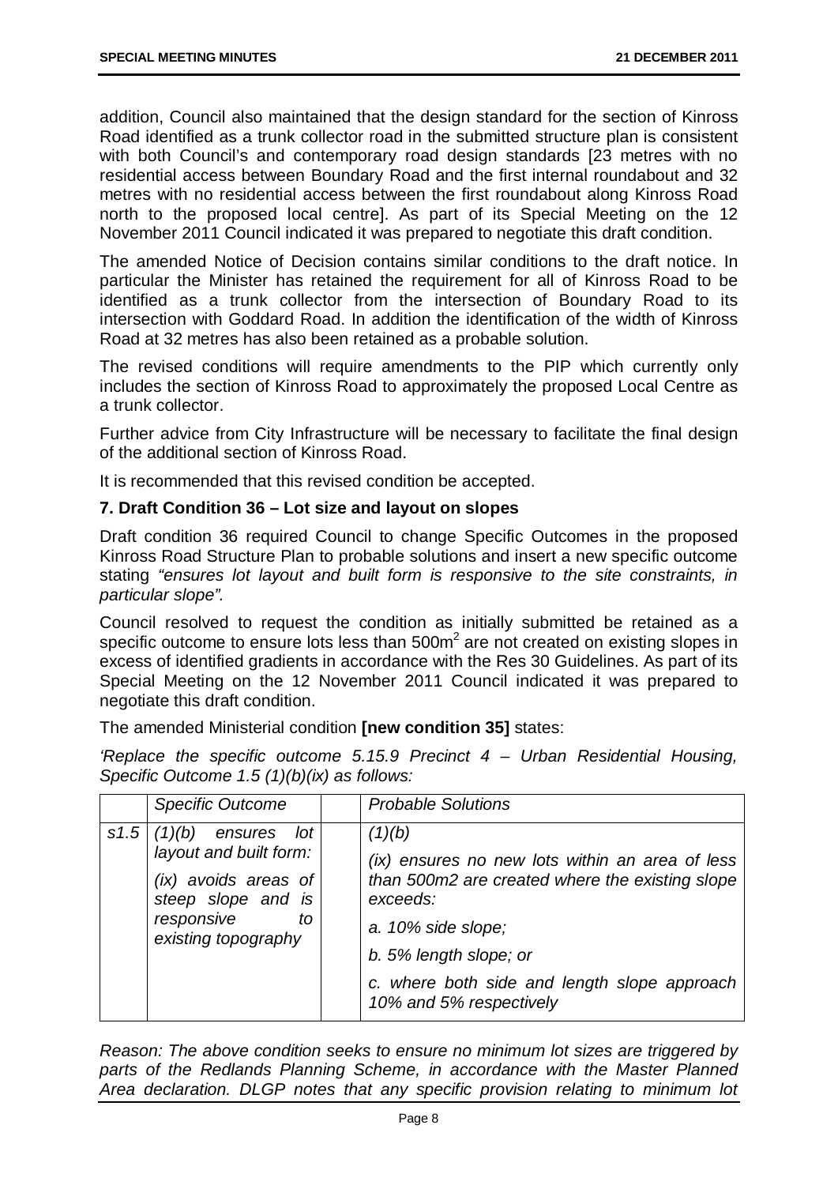addition, Council also maintained that the design standard for the section of Kinross Road identified as a trunk collector road in the submitted structure plan is consistent with both Council's and contemporary road design standards [23 metres with no residential access between Boundary Road and the first internal roundabout and 32 metres with no residential access between the first roundabout along Kinross Road north to the proposed local centre]. As part of its Special Meeting on the 12 November 2011 Council indicated it was prepared to negotiate this draft condition.

The amended Notice of Decision contains similar conditions to the draft notice. In particular the Minister has retained the requirement for all of Kinross Road to be identified as a trunk collector from the intersection of Boundary Road to its intersection with Goddard Road. In addition the identification of the width of Kinross Road at 32 metres has also been retained as a probable solution.

The revised conditions will require amendments to the PIP which currently only includes the section of Kinross Road to approximately the proposed Local Centre as a trunk collector.

Further advice from City Infrastructure will be necessary to facilitate the final design of the additional section of Kinross Road.

It is recommended that this revised condition be accepted.

### 7. Draft Condition 36 – Lot size and layout on slopes

Draft condition 36 required Council to change Specific Outcomes in the proposed Kinross Road Structure Plan to probable solutions and insert a new specific outcome stating *"ensures lot layout and built form is responsive to the site constraints, in particular slope".*

Council resolved to request the condition as initially submitted be retained as a specific outcome to ensure lots less than 500m$^2$ are not created on existing slopes in excess of identified gradients in accordance with the Res 30 Guidelines. As part of its Special Meeting on the 12 November 2011 Council indicated it was prepared to negotiate this draft condition.

The amended Ministerial condition **[new condition 35]** states:

*'Replace the specific outcome 5.15.9 Precinct 4 – Urban Residential Housing, Specific Outcome 1.5 (1)(b)(ix) as follows:*

| | *Specific Outcome* | | *Probable Solutions* |
|---|---|---|---|
| *s1.5* | *(1)(b) ensures lot layout and built form:*<br><br>*(ix) avoids areas of steep slope and is responsive to existing topography* | | *(1)(b)*<br><br>*(ix) ensures no new lots within an area of less than 500m2 are created where the existing slope exceeds:*<br><br>*a. 10% side slope;*<br><br>*b. 5% length slope; or*<br><br>*c. where both side and length slope approach 10% and 5% respectively* |

*Reason: The above condition seeks to ensure no minimum lot sizes are triggered by parts of the Redlands Planning Scheme, in accordance with the Master Planned Area declaration. DLGP notes that any specific provision relating to minimum lot*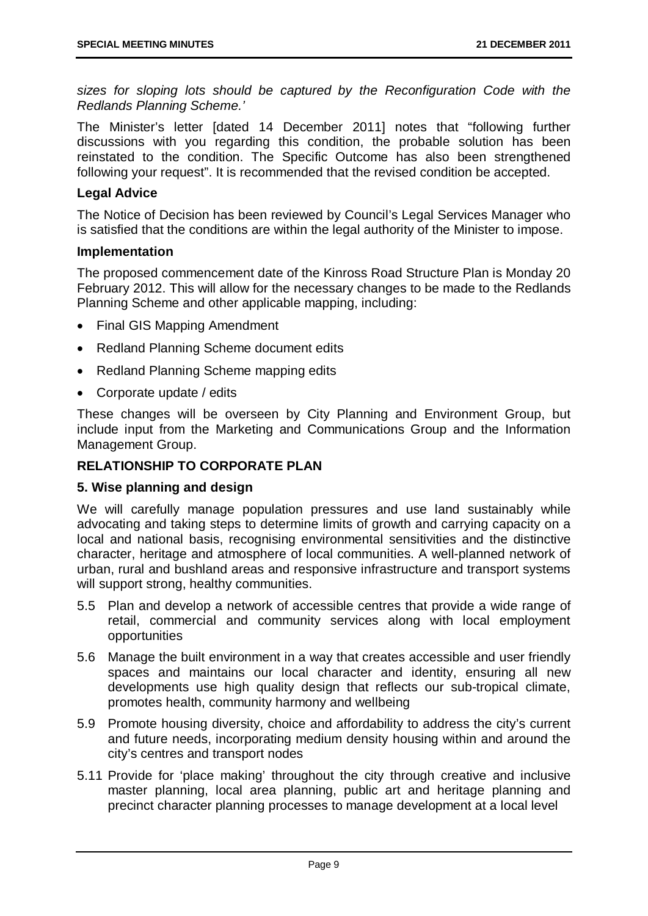*sizes for sloping lots should be captured by the Reconfiguration Code with the Redlands Planning Scheme.'*

The Minister's letter [dated 14 December 2011] notes that "following further discussions with you regarding this condition, the probable solution has been reinstated to the condition. The Specific Outcome has also been strengthened following your request". It is recommended that the revised condition be accepted.

**Legal Advice**

The Notice of Decision has been reviewed by Council's Legal Services Manager who is satisfied that the conditions are within the legal authority of the Minister to impose.

**Implementation**

The proposed commencement date of the Kinross Road Structure Plan is Monday 20 February 2012. This will allow for the necessary changes to be made to the Redlands Planning Scheme and other applicable mapping, including:

- Final GIS Mapping Amendment
- Redland Planning Scheme document edits
- Redland Planning Scheme mapping edits
- Corporate update / edits

These changes will be overseen by City Planning and Environment Group, but include input from the Marketing and Communications Group and the Information Management Group.

## RELATIONSHIP TO CORPORATE PLAN

**5. Wise planning and design**

We will carefully manage population pressures and use land sustainably while advocating and taking steps to determine limits of growth and carrying capacity on a local and national basis, recognising environmental sensitivities and the distinctive character, heritage and atmosphere of local communities. A well-planned network of urban, rural and bushland areas and responsive infrastructure and transport systems will support strong, healthy communities.

5.5 Plan and develop a network of accessible centres that provide a wide range of retail, commercial and community services along with local employment opportunities

5.6 Manage the built environment in a way that creates accessible and user friendly spaces and maintains our local character and identity, ensuring all new developments use high quality design that reflects our sub-tropical climate, promotes health, community harmony and wellbeing

5.9 Promote housing diversity, choice and affordability to address the city's current and future needs, incorporating medium density housing within and around the city's centres and transport nodes

5.11 Provide for 'place making' throughout the city through creative and inclusive master planning, local area planning, public art and heritage planning and precinct character planning processes to manage development at a local level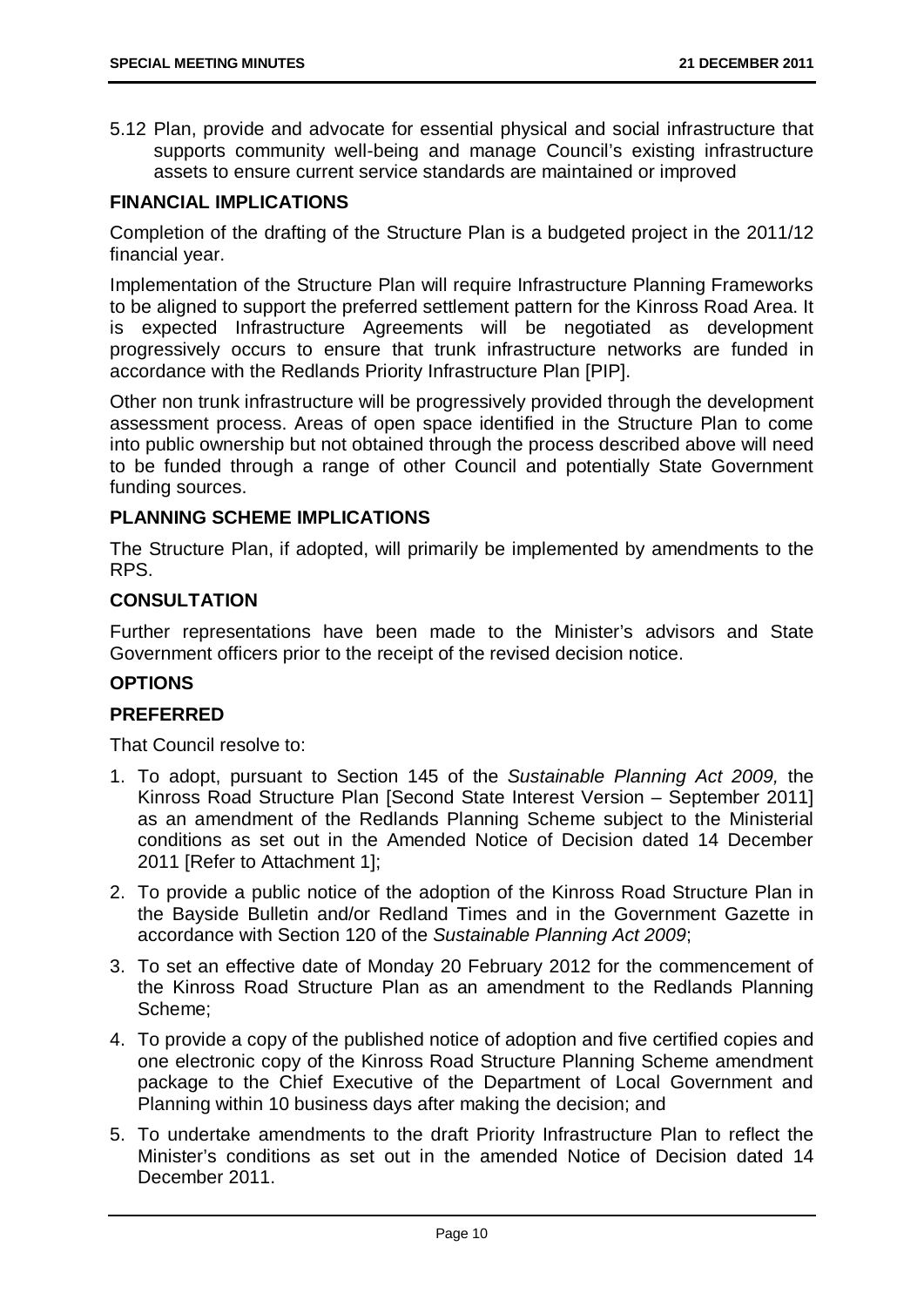5.12 Plan, provide and advocate for essential physical and social infrastructure that supports community well-being and manage Council's existing infrastructure assets to ensure current service standards are maintained or improved

## FINANCIAL IMPLICATIONS

Completion of the drafting of the Structure Plan is a budgeted project in the 2011/12 financial year.

Implementation of the Structure Plan will require Infrastructure Planning Frameworks to be aligned to support the preferred settlement pattern for the Kinross Road Area. It is expected Infrastructure Agreements will be negotiated as development progressively occurs to ensure that trunk infrastructure networks are funded in accordance with the Redlands Priority Infrastructure Plan [PIP].

Other non trunk infrastructure will be progressively provided through the development assessment process. Areas of open space identified in the Structure Plan to come into public ownership but not obtained through the process described above will need to be funded through a range of other Council and potentially State Government funding sources.

## PLANNING SCHEME IMPLICATIONS

The Structure Plan, if adopted, will primarily be implemented by amendments to the RPS.

## CONSULTATION

Further representations have been made to the Minister's advisors and State Government officers prior to the receipt of the revised decision notice.

## OPTIONS

### PREFERRED

That Council resolve to:

1. To adopt, pursuant to Section 145 of the *Sustainable Planning Act 2009,* the Kinross Road Structure Plan [Second State Interest Version – September 2011] as an amendment of the Redlands Planning Scheme subject to the Ministerial conditions as set out in the Amended Notice of Decision dated 14 December 2011 [Refer to Attachment 1];
2. To provide a public notice of the adoption of the Kinross Road Structure Plan in the Bayside Bulletin and/or Redland Times and in the Government Gazette in accordance with Section 120 of the *Sustainable Planning Act 2009*;
3. To set an effective date of Monday 20 February 2012 for the commencement of the Kinross Road Structure Plan as an amendment to the Redlands Planning Scheme;
4. To provide a copy of the published notice of adoption and five certified copies and one electronic copy of the Kinross Road Structure Planning Scheme amendment package to the Chief Executive of the Department of Local Government and Planning within 10 business days after making the decision; and
5. To undertake amendments to the draft Priority Infrastructure Plan to reflect the Minister's conditions as set out in the amended Notice of Decision dated 14 December 2011.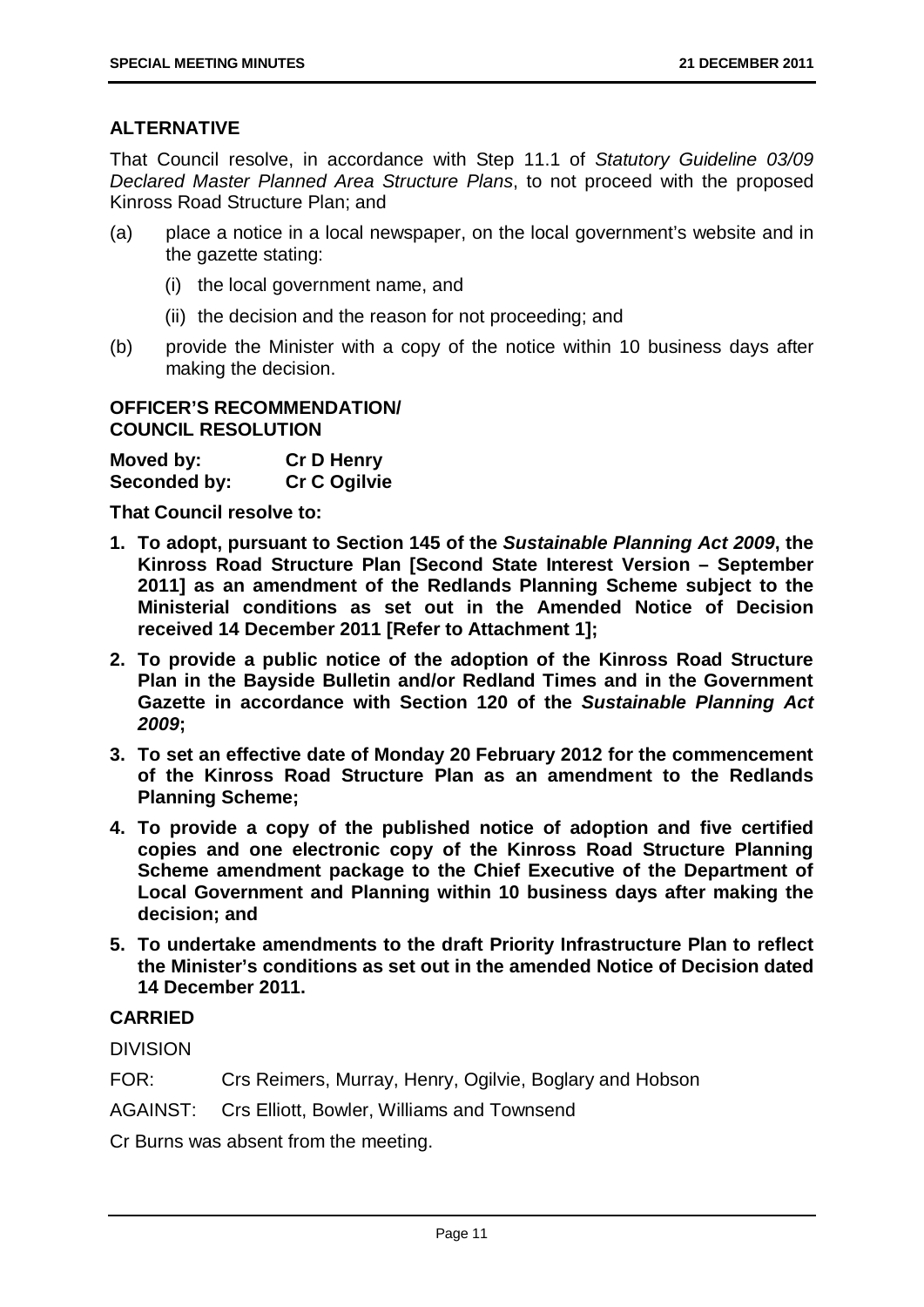## ALTERNATIVE

That Council resolve, in accordance with Step 11.1 of *Statutory Guideline 03/09 Declared Master Planned Area Structure Plans*, to not proceed with the proposed Kinross Road Structure Plan; and

(a) place a notice in a local newspaper, on the local government's website and in the gazette stating:

  (i) the local government name, and

  (ii) the decision and the reason for not proceeding; and

(b) provide the Minister with a copy of the notice within 10 business days after making the decision.

## OFFICER'S RECOMMENDATION/ COUNCIL RESOLUTION

**Moved by:** **Cr D Henry**
**Seconded by:** **Cr C Ogilvie**

**That Council resolve to:**

1. **To adopt, pursuant to Section 145 of the *Sustainable Planning Act 2009*, the Kinross Road Structure Plan [Second State Interest Version – September 2011] as an amendment of the Redlands Planning Scheme subject to the Ministerial conditions as set out in the Amended Notice of Decision received 14 December 2011 [Refer to Attachment 1];**
2. **To provide a public notice of the adoption of the Kinross Road Structure Plan in the Bayside Bulletin and/or Redland Times and in the Government Gazette in accordance with Section 120 of the *Sustainable Planning Act 2009*;**
3. **To set an effective date of Monday 20 February 2012 for the commencement of the Kinross Road Structure Plan as an amendment to the Redlands Planning Scheme;**
4. **To provide a copy of the published notice of adoption and five certified copies and one electronic copy of the Kinross Road Structure Planning Scheme amendment package to the Chief Executive of the Department of Local Government and Planning within 10 business days after making the decision; and**
5. **To undertake amendments to the draft Priority Infrastructure Plan to reflect the Minister's conditions as set out in the amended Notice of Decision dated 14 December 2011.**

**CARRIED**

DIVISION

FOR: Crs Reimers, Murray, Henry, Ogilvie, Boglary and Hobson

AGAINST: Crs Elliott, Bowler, Williams and Townsend

Cr Burns was absent from the meeting.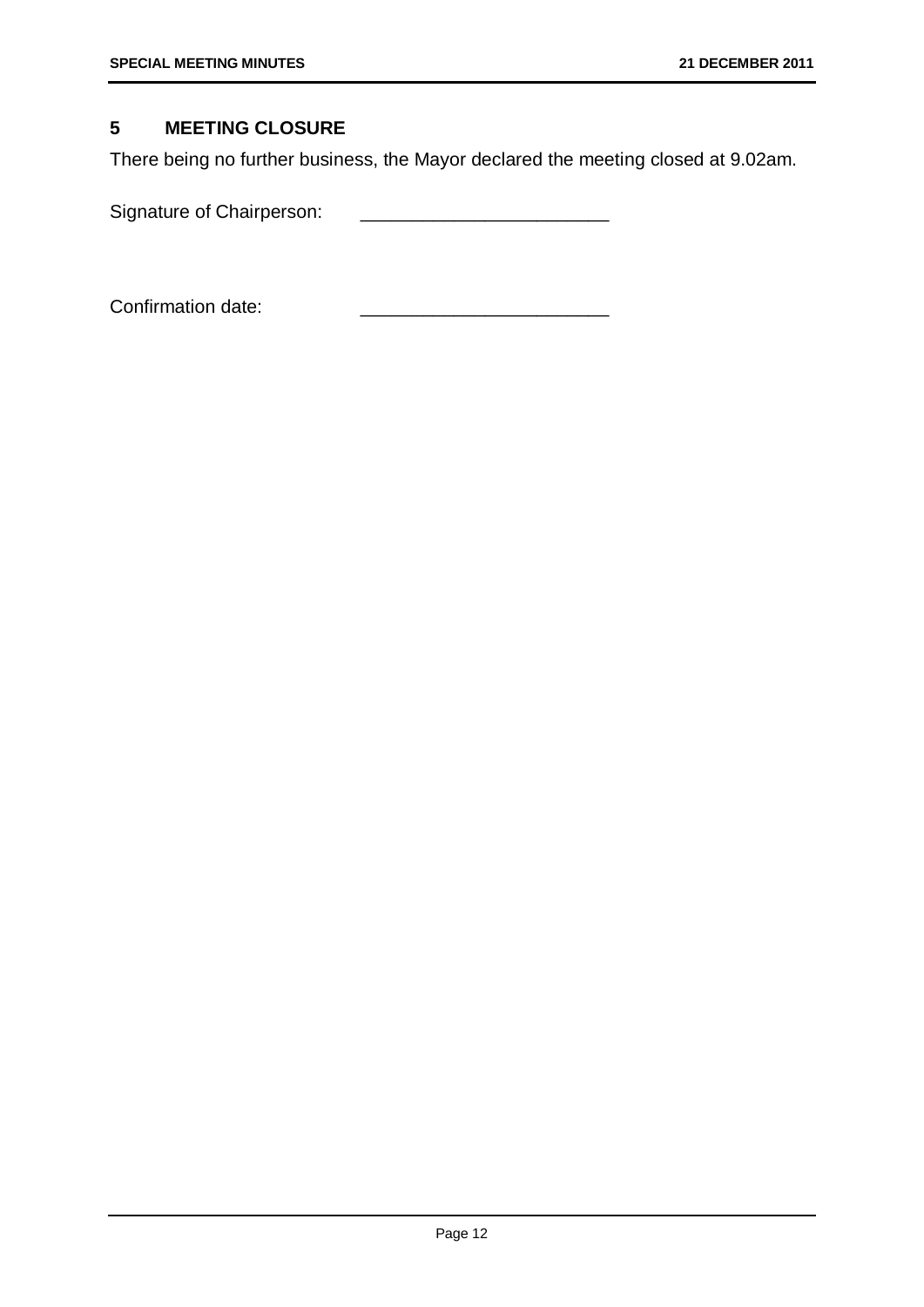## 5 MEETING CLOSURE

There being no further business, the Mayor declared the meeting closed at 9.02am.

Signature of Chairperson: ________________________

Confirmation date: ________________________